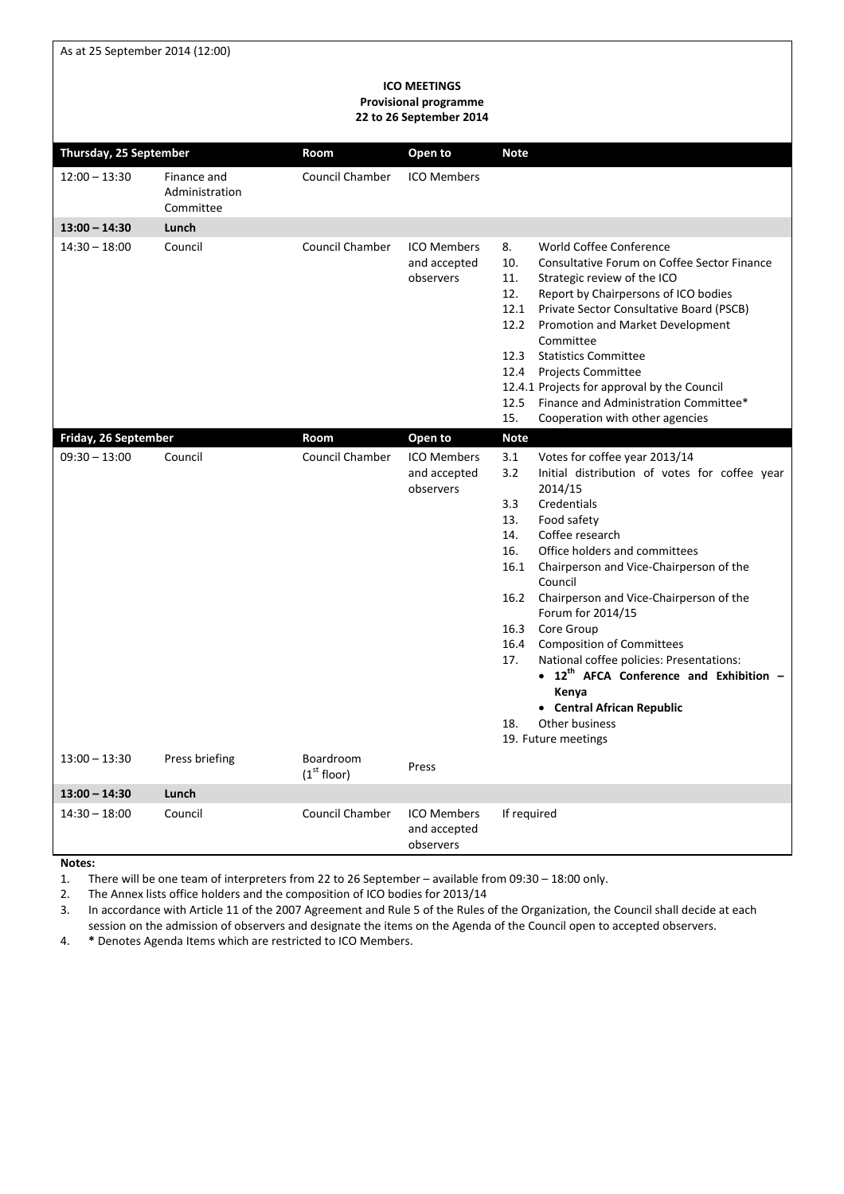As at 25 September 2014 (12:00)

**ICO MEETINGS**
**Provisional programme**
**22 to 26 September 2014**

| **Thursday, 25 September** | | **Room** | **Open to** | **Note** |
|---|---|---|---|---|
| 12:00 – 13:30 | Finance and Administration Committee | Council Chamber | ICO Members | |
| **13:00 – 14:30** | **Lunch** | | | |
| 14:30 – 18:00 | Council | Council Chamber | ICO Members and accepted observers | 8. World Coffee Conference<br>10. Consultative Forum on Coffee Sector Finance<br>11. Strategic review of the ICO<br>12. Report by Chairpersons of ICO bodies<br>12.1 Private Sector Consultative Board (PSCB)<br>12.2 Promotion and Market Development Committee<br>12.3 Statistics Committee<br>12.4 Projects Committee<br>12.4.1 Projects for approval by the Council<br>12.5 Finance and Administration Committee*<br>15. Cooperation with other agencies |
| **Friday, 26 September** | | **Room** | **Open to** | **Note** |
| 09:30 – 13:00 | Council | Council Chamber | ICO Members and accepted observers | 3.1 Votes for coffee year 2013/14<br>3.2 Initial distribution of votes for coffee year 2014/15<br>3.3 Credentials<br>13. Food safety<br>14. Coffee research<br>16. Office holders and committees<br>16.1 Chairperson and Vice-Chairperson of the Council<br>16.2 Chairperson and Vice-Chairperson of the Forum for 2014/15<br>16.3 Core Group<br>16.4 Composition of Committees<br>17. National coffee policies: Presentations:<br>• **12th AFCA Conference and Exhibition – Kenya**<br>• **Central African Republic**<br>18. Other business<br>19. Future meetings |
| 13:00 – 13:30 | Press briefing | Boardroom (1st floor) | Press | |
| **13:00 – 14:30** | **Lunch** | | | |
| 14:30 – 18:00 | Council | Council Chamber | ICO Members and accepted observers | If required |

**Notes:**

1. There will be one team of interpreters from 22 to 26 September – available from 09:30 – 18:00 only.
2. The Annex lists office holders and the composition of ICO bodies for 2013/14
3. In accordance with Article 11 of the 2007 Agreement and Rule 5 of the Rules of the Organization, the Council shall decide at each session on the admission of observers and designate the items on the Agenda of the Council open to accepted observers.
4. **\*** Denotes Agenda Items which are restricted to ICO Members.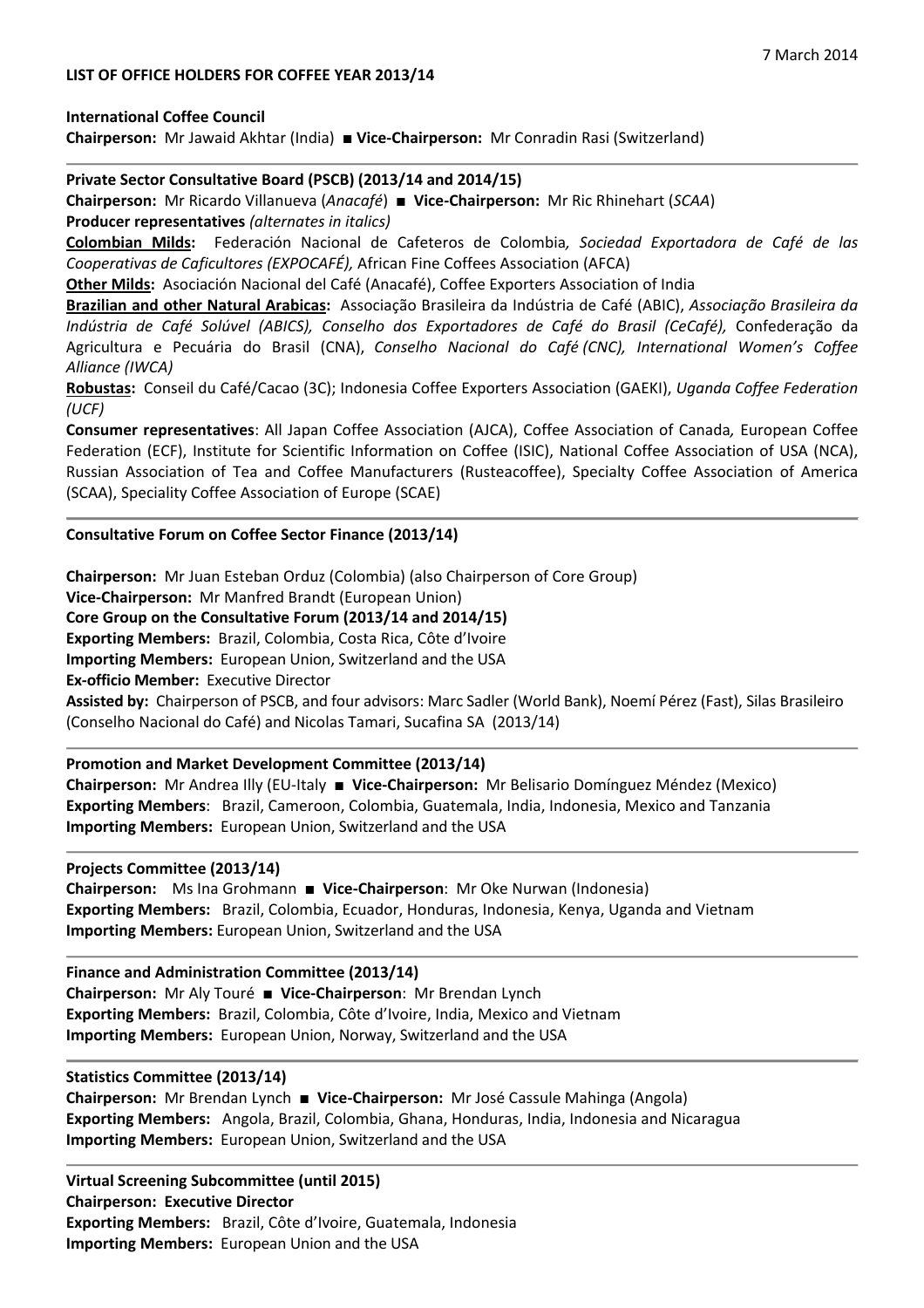7 March 2014

**LIST OF OFFICE HOLDERS FOR COFFEE YEAR 2013/14**

**International Coffee Council**
**Chairperson:** Mr Jawaid Akhtar (India) ■ **Vice-Chairperson:** Mr Conradin Rasi (Switzerland)

---

**Private Sector Consultative Board (PSCB) (2013/14 and 2014/15)**
**Chairperson:** Mr Ricardo Villanueva (*Anacafé*) ■ **Vice-Chairperson:** Mr Ric Rhinehart (*SCAA*)
**Producer representatives** *(alternates in italics)*
**Colombian Milds:** Federación Nacional de Cafeteros de Colombia*, Sociedad Exportadora de Café de las Cooperativas de Caficultores (EXPOCAFÉ),* African Fine Coffees Association (AFCA)
**Other Milds:** Asociación Nacional del Café (Anacafé), Coffee Exporters Association of India
**Brazilian and other Natural Arabicas:** Associação Brasileira da Indústria de Café (ABIC), *Associação Brasileira da Indústria de Café Solúvel (ABICS), Conselho dos Exportadores de Café do Brasil (CeCafé),* Confederação da Agricultura e Pecuária do Brasil (CNA), *Conselho Nacional do Café (CNC), International Women's Coffee Alliance (IWCA)*
**Robustas:** Conseil du Café/Cacao (3C); Indonesia Coffee Exporters Association (GAEKI), *Uganda Coffee Federation (UCF)*
**Consumer representatives**: All Japan Coffee Association (AJCA), Coffee Association of Canada*,* European Coffee Federation (ECF), Institute for Scientific Information on Coffee (ISIC), National Coffee Association of USA (NCA), Russian Association of Tea and Coffee Manufacturers (Rusteacoffee), Specialty Coffee Association of America (SCAA), Speciality Coffee Association of Europe (SCAE)

---

**Consultative Forum on Coffee Sector Finance (2013/14)**

**Chairperson:** Mr Juan Esteban Orduz (Colombia) (also Chairperson of Core Group)
**Vice-Chairperson:** Mr Manfred Brandt (European Union)
**Core Group on the Consultative Forum (2013/14 and 2014/15)**
**Exporting Members:** Brazil, Colombia, Costa Rica, Côte d'Ivoire
**Importing Members:** European Union, Switzerland and the USA
**Ex-officio Member:** Executive Director
**Assisted by:** Chairperson of PSCB, and four advisors: Marc Sadler (World Bank), Noemí Pérez (Fast), Silas Brasileiro (Conselho Nacional do Café) and Nicolas Tamari, Sucafina SA (2013/14)

---

**Promotion and Market Development Committee (2013/14)**
**Chairperson:** Mr Andrea Illy (EU-Italy ■ **Vice-Chairperson:** Mr Belisario Domínguez Méndez (Mexico)
**Exporting Members**: Brazil, Cameroon, Colombia, Guatemala, India, Indonesia, Mexico and Tanzania
**Importing Members:** European Union, Switzerland and the USA

---

**Projects Committee (2013/14)**
**Chairperson:** Ms Ina Grohmann ■ **Vice-Chairperson**: Mr Oke Nurwan (Indonesia)
**Exporting Members:** Brazil, Colombia, Ecuador, Honduras, Indonesia, Kenya, Uganda and Vietnam
**Importing Members:** European Union, Switzerland and the USA

---

**Finance and Administration Committee (2013/14)**
**Chairperson:** Mr Aly Touré ■ **Vice-Chairperson**: Mr Brendan Lynch
**Exporting Members:** Brazil, Colombia, Côte d'Ivoire, India, Mexico and Vietnam
**Importing Members:** European Union, Norway, Switzerland and the USA

---

**Statistics Committee (2013/14)**
**Chairperson:** Mr Brendan Lynch ■ **Vice-Chairperson:** Mr José Cassule Mahinga (Angola)
**Exporting Members:** Angola, Brazil, Colombia, Ghana, Honduras, India, Indonesia and Nicaragua
**Importing Members:** European Union, Switzerland and the USA

---

**Virtual Screening Subcommittee (until 2015)**
**Chairperson: Executive Director**
**Exporting Members:** Brazil, Côte d'Ivoire, Guatemala, Indonesia
**Importing Members:** European Union and the USA